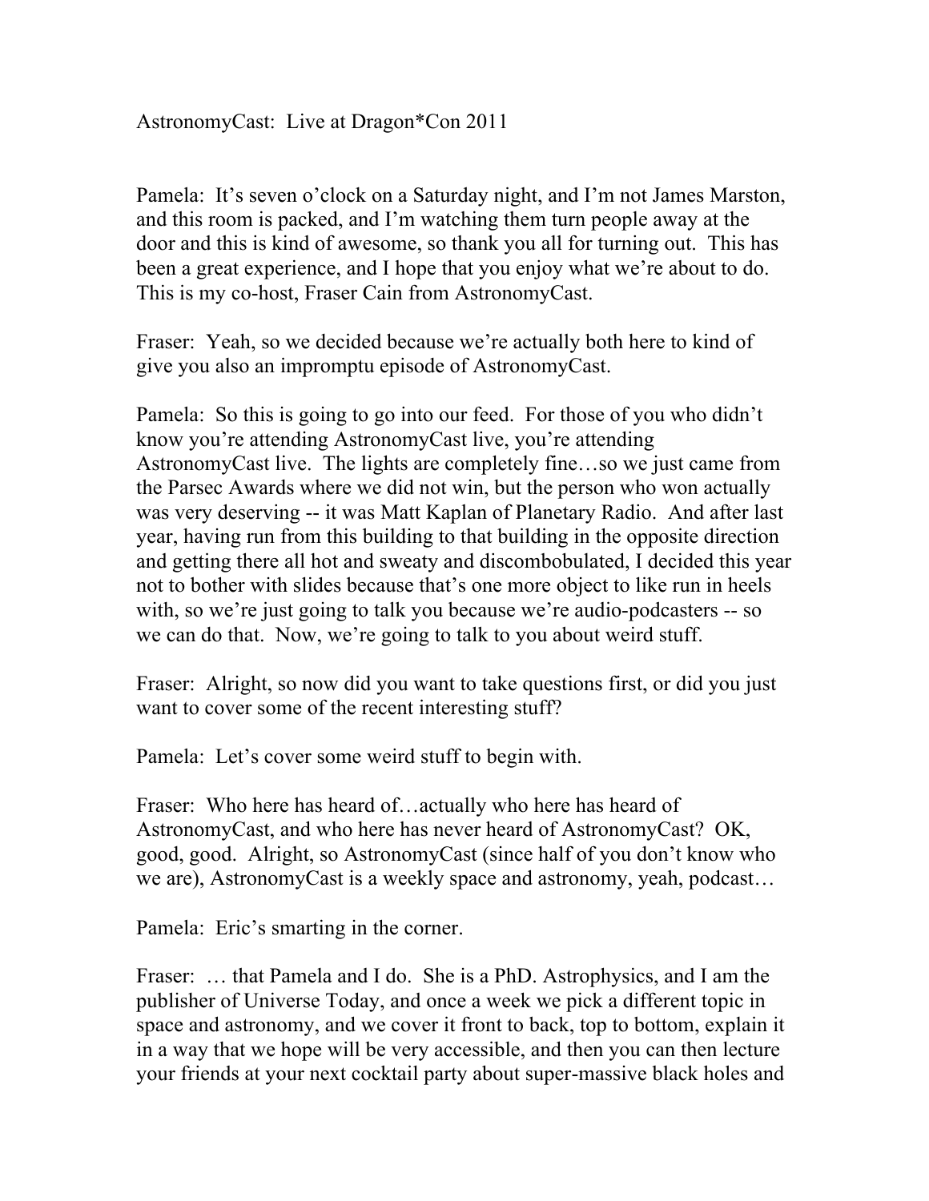AstronomyCast: Live at Dragon*Con 2011

Pamela: It's seven o'clock on a Saturday night, and I'm not James Marston, and this room is packed, and I'm watching them turn people away at the door and this is kind of awesome, so thank you all for turning out. This has been a great experience, and I hope that you enjoy what we're about to do. This is my co-host, Fraser Cain from AstronomyCast.

Fraser: Yeah, so we decided because we're actually both here to kind of give you also an impromptu episode of AstronomyCast.

Pamela: So this is going to go into our feed. For those of you who didn't know you're attending AstronomyCast live, you're attending AstronomyCast live. The lights are completely fine…so we just came from the Parsec Awards where we did not win, but the person who won actually was very deserving -- it was Matt Kaplan of Planetary Radio. And after last year, having run from this building to that building in the opposite direction and getting there all hot and sweaty and discombobulated, I decided this year not to bother with slides because that's one more object to like run in heels with, so we're just going to talk you because we're audio-podcasters -- so we can do that. Now, we're going to talk to you about weird stuff.

Fraser: Alright, so now did you want to take questions first, or did you just want to cover some of the recent interesting stuff?

Pamela: Let's cover some weird stuff to begin with.

Fraser: Who here has heard of…actually who here has heard of AstronomyCast, and who here has never heard of AstronomyCast? OK, good, good. Alright, so AstronomyCast (since half of you don't know who we are), AstronomyCast is a weekly space and astronomy, yeah, podcast…

Pamela: Eric's smarting in the corner.

Fraser: … that Pamela and I do. She is a PhD. Astrophysics, and I am the publisher of Universe Today, and once a week we pick a different topic in space and astronomy, and we cover it front to back, top to bottom, explain it in a way that we hope will be very accessible, and then you can then lecture your friends at your next cocktail party about super-massive black holes and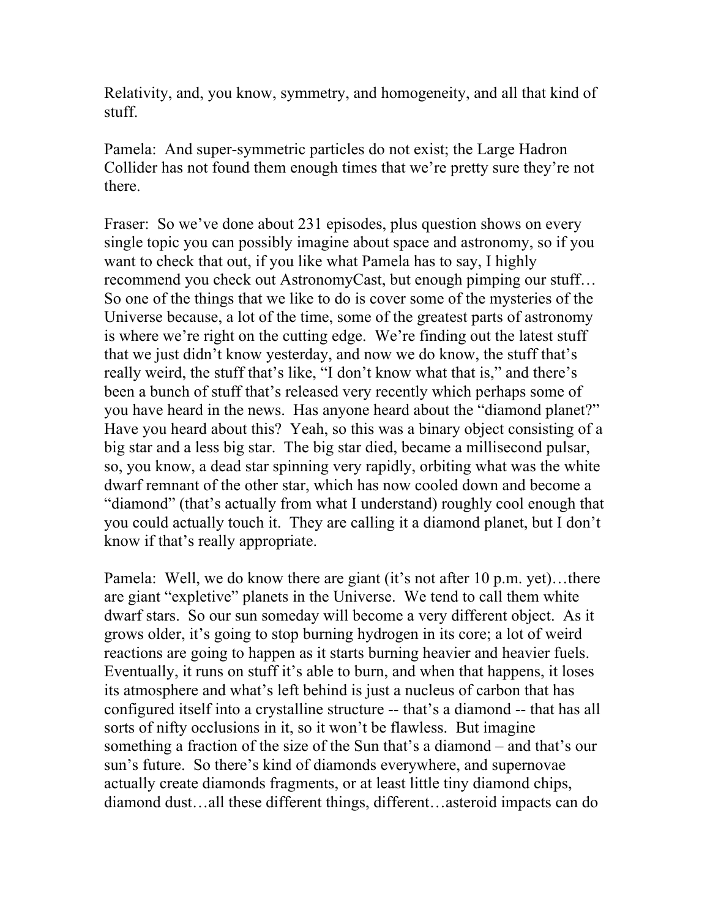Relativity, and, you know, symmetry, and homogeneity, and all that kind of stuff.

Pamela: And super-symmetric particles do not exist; the Large Hadron Collider has not found them enough times that we're pretty sure they're not there.

Fraser: So we've done about 231 episodes, plus question shows on every single topic you can possibly imagine about space and astronomy, so if you want to check that out, if you like what Pamela has to say, I highly recommend you check out AstronomyCast, but enough pimping our stuff… So one of the things that we like to do is cover some of the mysteries of the Universe because, a lot of the time, some of the greatest parts of astronomy is where we're right on the cutting edge. We're finding out the latest stuff that we just didn't know yesterday, and now we do know, the stuff that's really weird, the stuff that's like, "I don't know what that is," and there's been a bunch of stuff that's released very recently which perhaps some of you have heard in the news. Has anyone heard about the "diamond planet?" Have you heard about this? Yeah, so this was a binary object consisting of a big star and a less big star. The big star died, became a millisecond pulsar, so, you know, a dead star spinning very rapidly, orbiting what was the white dwarf remnant of the other star, which has now cooled down and become a "diamond" (that's actually from what I understand) roughly cool enough that you could actually touch it. They are calling it a diamond planet, but I don't know if that's really appropriate.

Pamela: Well, we do know there are giant (it's not after 10 p.m. yet)…there are giant "expletive" planets in the Universe. We tend to call them white dwarf stars. So our sun someday will become a very different object. As it grows older, it's going to stop burning hydrogen in its core; a lot of weird reactions are going to happen as it starts burning heavier and heavier fuels. Eventually, it runs on stuff it's able to burn, and when that happens, it loses its atmosphere and what's left behind is just a nucleus of carbon that has configured itself into a crystalline structure -- that's a diamond -- that has all sorts of nifty occlusions in it, so it won't be flawless. But imagine something a fraction of the size of the Sun that's a diamond – and that's our sun's future. So there's kind of diamonds everywhere, and supernovae actually create diamonds fragments, or at least little tiny diamond chips, diamond dust…all these different things, different…asteroid impacts can do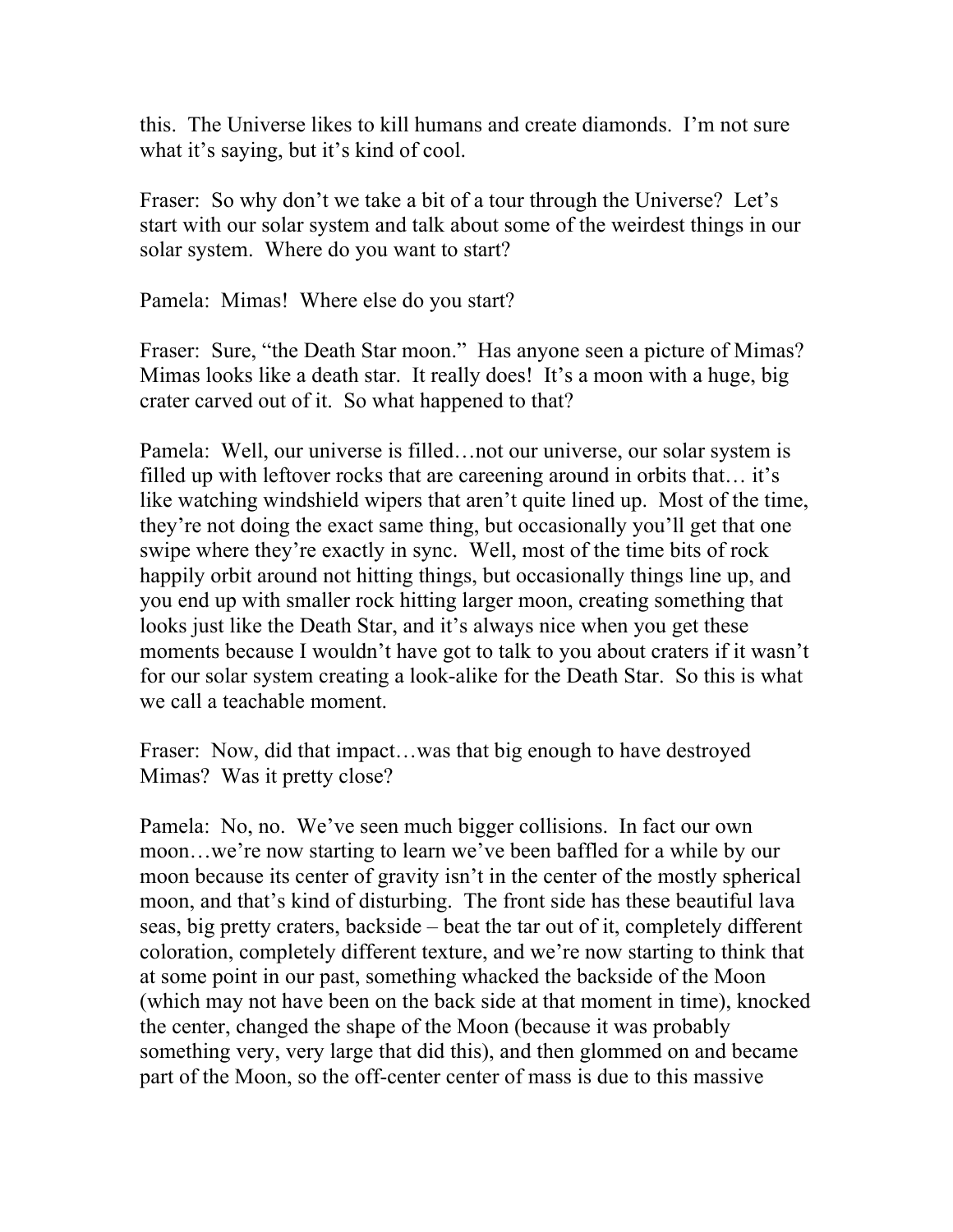this. The Universe likes to kill humans and create diamonds. I'm not sure what it's saying, but it's kind of cool.

Fraser: So why don't we take a bit of a tour through the Universe? Let's start with our solar system and talk about some of the weirdest things in our solar system. Where do you want to start?

Pamela: Mimas! Where else do you start?

Fraser: Sure, "the Death Star moon." Has anyone seen a picture of Mimas? Mimas looks like a death star. It really does! It's a moon with a huge, big crater carved out of it. So what happened to that?

Pamela: Well, our universe is filled…not our universe, our solar system is filled up with leftover rocks that are careening around in orbits that… it's like watching windshield wipers that aren't quite lined up. Most of the time, they're not doing the exact same thing, but occasionally you'll get that one swipe where they're exactly in sync. Well, most of the time bits of rock happily orbit around not hitting things, but occasionally things line up, and you end up with smaller rock hitting larger moon, creating something that looks just like the Death Star, and it's always nice when you get these moments because I wouldn't have got to talk to you about craters if it wasn't for our solar system creating a look-alike for the Death Star. So this is what we call a teachable moment.

Fraser: Now, did that impact…was that big enough to have destroyed Mimas? Was it pretty close?

Pamela: No, no. We've seen much bigger collisions. In fact our own moon…we're now starting to learn we've been baffled for a while by our moon because its center of gravity isn't in the center of the mostly spherical moon, and that's kind of disturbing. The front side has these beautiful lava seas, big pretty craters, backside – beat the tar out of it, completely different coloration, completely different texture, and we're now starting to think that at some point in our past, something whacked the backside of the Moon (which may not have been on the back side at that moment in time), knocked the center, changed the shape of the Moon (because it was probably something very, very large that did this), and then glommed on and became part of the Moon, so the off-center center of mass is due to this massive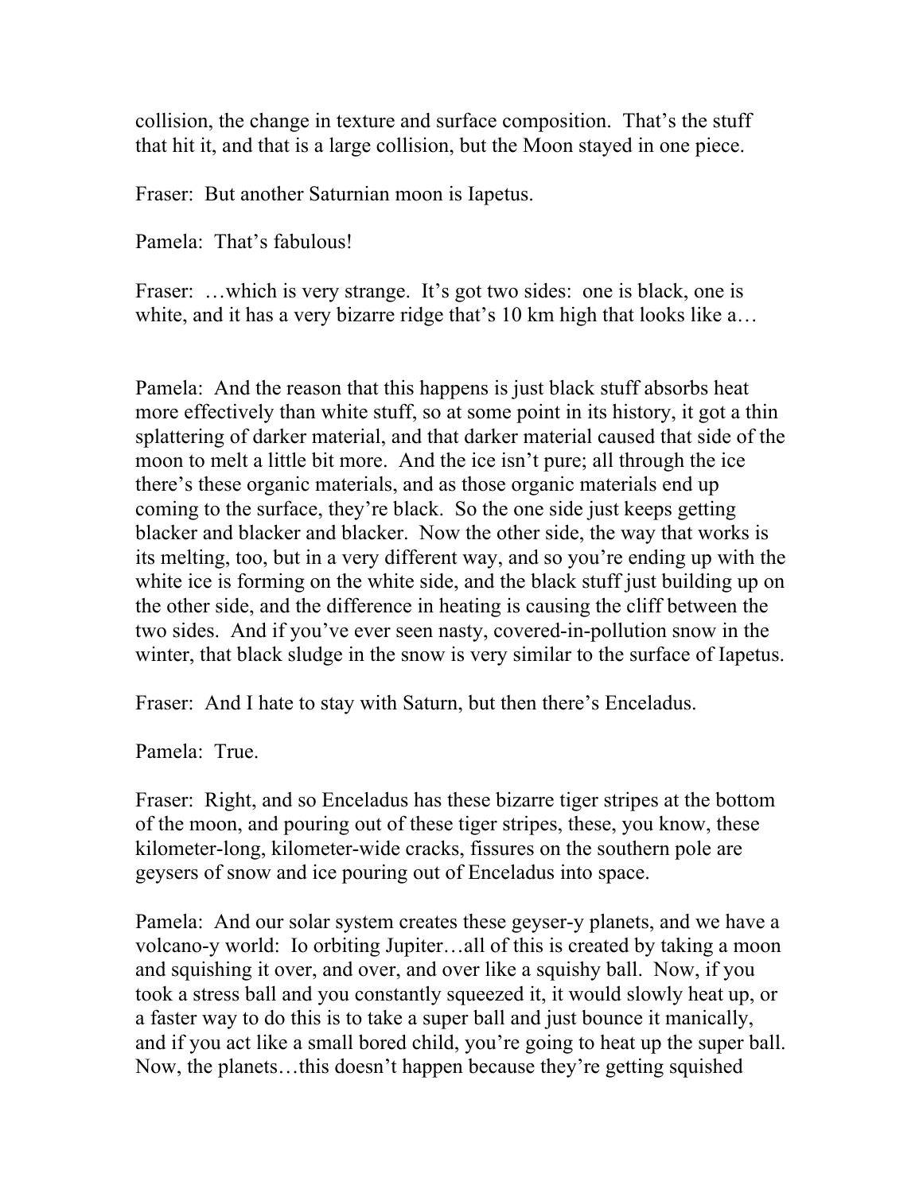collision, the change in texture and surface composition. That's the stuff that hit it, and that is a large collision, but the Moon stayed in one piece.

Fraser: But another Saturnian moon is Iapetus.

Pamela: That's fabulous!

Fraser: …which is very strange. It's got two sides: one is black, one is white, and it has a very bizarre ridge that's 10 km high that looks like a…

Pamela: And the reason that this happens is just black stuff absorbs heat more effectively than white stuff, so at some point in its history, it got a thin splattering of darker material, and that darker material caused that side of the moon to melt a little bit more. And the ice isn't pure; all through the ice there's these organic materials, and as those organic materials end up coming to the surface, they're black. So the one side just keeps getting blacker and blacker and blacker. Now the other side, the way that works is its melting, too, but in a very different way, and so you're ending up with the white ice is forming on the white side, and the black stuff just building up on the other side, and the difference in heating is causing the cliff between the two sides. And if you've ever seen nasty, covered-in-pollution snow in the winter, that black sludge in the snow is very similar to the surface of Iapetus.

Fraser: And I hate to stay with Saturn, but then there's Enceladus.

Pamela: True.

Fraser: Right, and so Enceladus has these bizarre tiger stripes at the bottom of the moon, and pouring out of these tiger stripes, these, you know, these kilometer-long, kilometer-wide cracks, fissures on the southern pole are geysers of snow and ice pouring out of Enceladus into space.

Pamela: And our solar system creates these geyser-y planets, and we have a volcano-y world: Io orbiting Jupiter…all of this is created by taking a moon and squishing it over, and over, and over like a squishy ball. Now, if you took a stress ball and you constantly squeezed it, it would slowly heat up, or a faster way to do this is to take a super ball and just bounce it manically, and if you act like a small bored child, you're going to heat up the super ball. Now, the planets…this doesn't happen because they're getting squished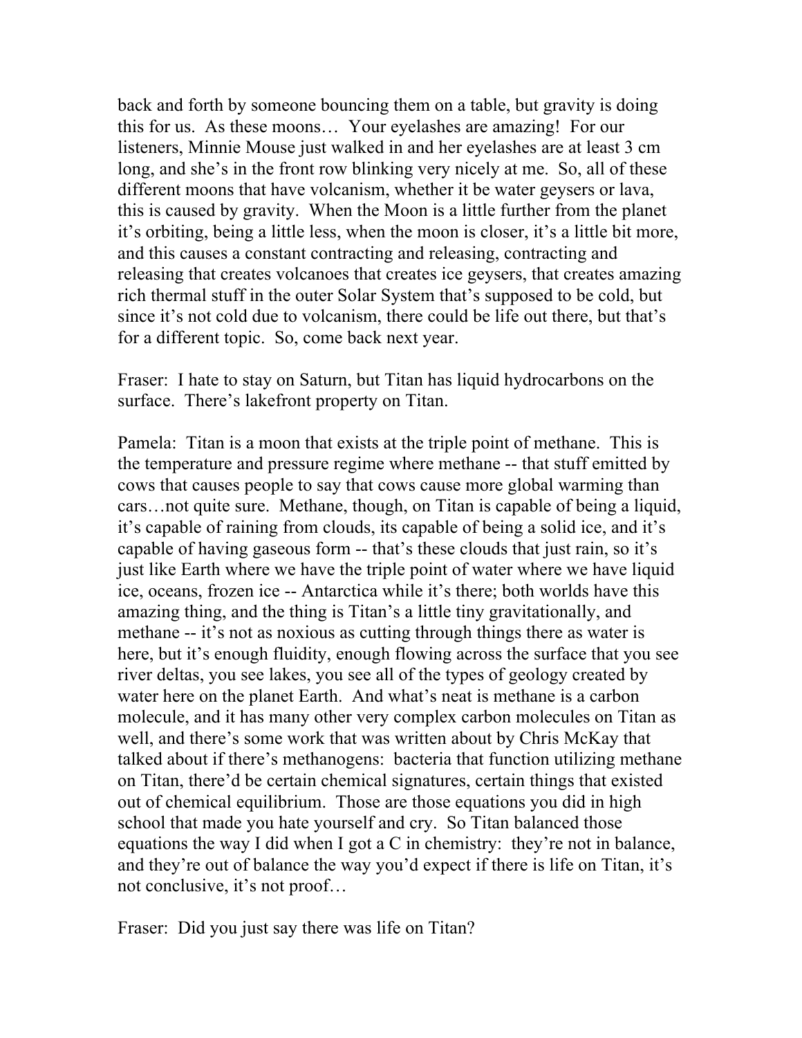back and forth by someone bouncing them on a table, but gravity is doing this for us. As these moons… Your eyelashes are amazing! For our listeners, Minnie Mouse just walked in and her eyelashes are at least 3 cm long, and she's in the front row blinking very nicely at me. So, all of these different moons that have volcanism, whether it be water geysers or lava, this is caused by gravity. When the Moon is a little further from the planet it's orbiting, being a little less, when the moon is closer, it's a little bit more, and this causes a constant contracting and releasing, contracting and releasing that creates volcanoes that creates ice geysers, that creates amazing rich thermal stuff in the outer Solar System that's supposed to be cold, but since it's not cold due to volcanism, there could be life out there, but that's for a different topic. So, come back next year.

Fraser: I hate to stay on Saturn, but Titan has liquid hydrocarbons on the surface. There's lakefront property on Titan.

Pamela: Titan is a moon that exists at the triple point of methane. This is the temperature and pressure regime where methane -- that stuff emitted by cows that causes people to say that cows cause more global warming than cars…not quite sure. Methane, though, on Titan is capable of being a liquid, it's capable of raining from clouds, its capable of being a solid ice, and it's capable of having gaseous form -- that's these clouds that just rain, so it's just like Earth where we have the triple point of water where we have liquid ice, oceans, frozen ice -- Antarctica while it's there; both worlds have this amazing thing, and the thing is Titan's a little tiny gravitationally, and methane -- it's not as noxious as cutting through things there as water is here, but it's enough fluidity, enough flowing across the surface that you see river deltas, you see lakes, you see all of the types of geology created by water here on the planet Earth. And what's neat is methane is a carbon molecule, and it has many other very complex carbon molecules on Titan as well, and there's some work that was written about by Chris McKay that talked about if there's methanogens: bacteria that function utilizing methane on Titan, there'd be certain chemical signatures, certain things that existed out of chemical equilibrium. Those are those equations you did in high school that made you hate yourself and cry. So Titan balanced those equations the way I did when I got a C in chemistry: they're not in balance, and they're out of balance the way you'd expect if there is life on Titan, it's not conclusive, it's not proof…

Fraser: Did you just say there was life on Titan?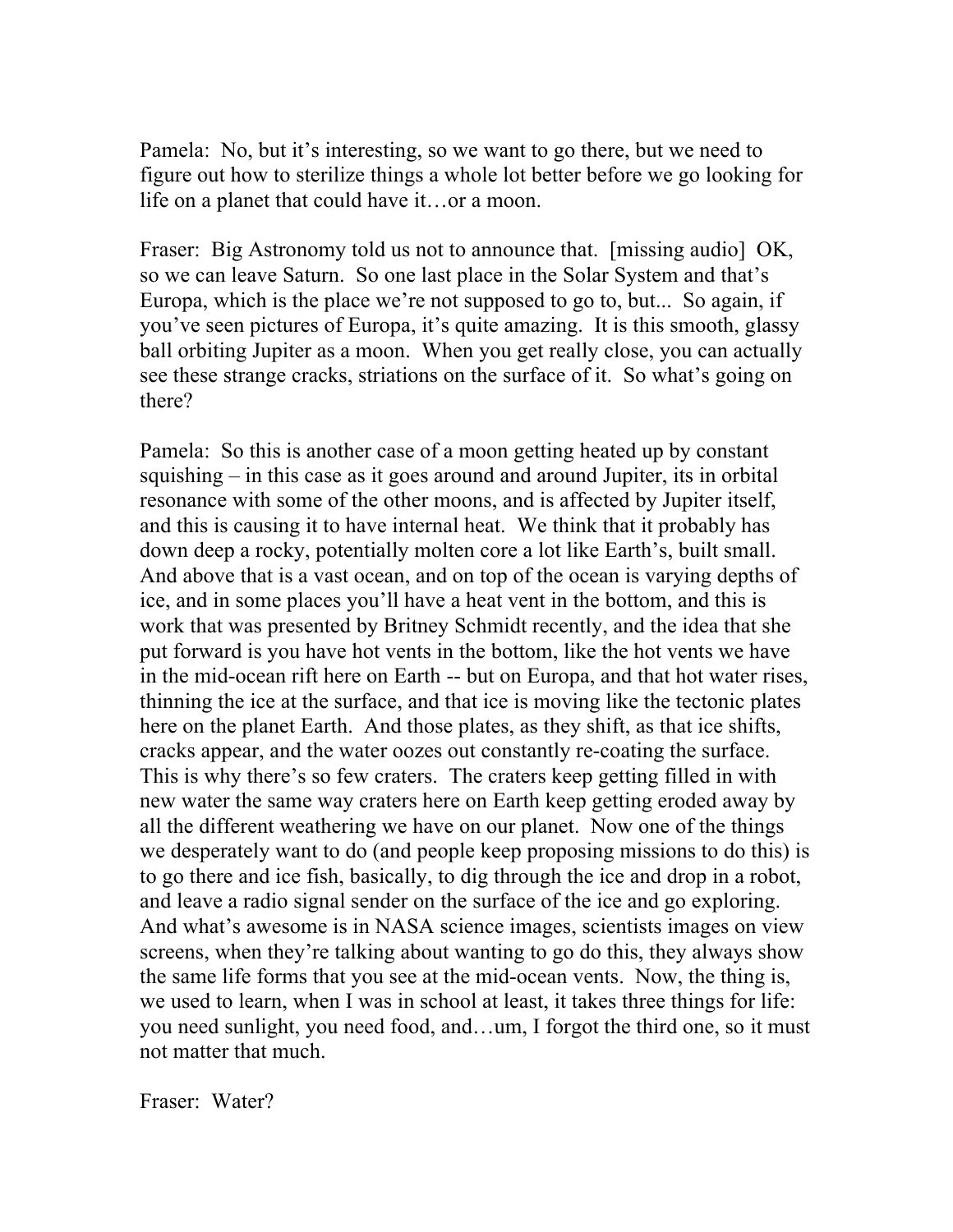Pamela: No, but it's interesting, so we want to go there, but we need to figure out how to sterilize things a whole lot better before we go looking for life on a planet that could have it…or a moon.

Fraser: Big Astronomy told us not to announce that. [missing audio] OK, so we can leave Saturn. So one last place in the Solar System and that's Europa, which is the place we're not supposed to go to, but... So again, if you've seen pictures of Europa, it's quite amazing. It is this smooth, glassy ball orbiting Jupiter as a moon. When you get really close, you can actually see these strange cracks, striations on the surface of it. So what's going on there?

Pamela: So this is another case of a moon getting heated up by constant squishing – in this case as it goes around and around Jupiter, its in orbital resonance with some of the other moons, and is affected by Jupiter itself, and this is causing it to have internal heat. We think that it probably has down deep a rocky, potentially molten core a lot like Earth's, built small. And above that is a vast ocean, and on top of the ocean is varying depths of ice, and in some places you'll have a heat vent in the bottom, and this is work that was presented by Britney Schmidt recently, and the idea that she put forward is you have hot vents in the bottom, like the hot vents we have in the mid-ocean rift here on Earth -- but on Europa, and that hot water rises, thinning the ice at the surface, and that ice is moving like the tectonic plates here on the planet Earth. And those plates, as they shift, as that ice shifts, cracks appear, and the water oozes out constantly re-coating the surface. This is why there's so few craters. The craters keep getting filled in with new water the same way craters here on Earth keep getting eroded away by all the different weathering we have on our planet. Now one of the things we desperately want to do (and people keep proposing missions to do this) is to go there and ice fish, basically, to dig through the ice and drop in a robot, and leave a radio signal sender on the surface of the ice and go exploring. And what's awesome is in NASA science images, scientists images on view screens, when they're talking about wanting to go do this, they always show the same life forms that you see at the mid-ocean vents. Now, the thing is, we used to learn, when I was in school at least, it takes three things for life: you need sunlight, you need food, and…um, I forgot the third one, so it must not matter that much.

Fraser: Water?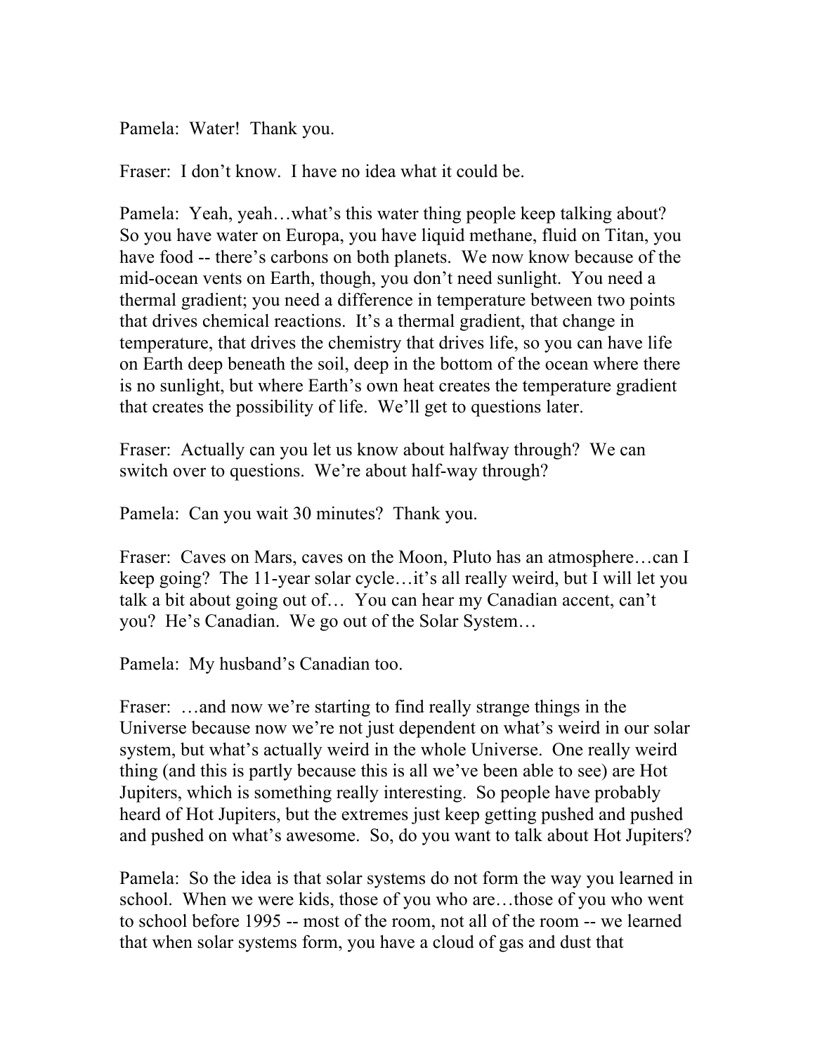Pamela: Water! Thank you.

Fraser: I don't know. I have no idea what it could be.

Pamela: Yeah, yeah…what's this water thing people keep talking about? So you have water on Europa, you have liquid methane, fluid on Titan, you have food -- there's carbons on both planets. We now know because of the mid-ocean vents on Earth, though, you don't need sunlight. You need a thermal gradient; you need a difference in temperature between two points that drives chemical reactions. It's a thermal gradient, that change in temperature, that drives the chemistry that drives life, so you can have life on Earth deep beneath the soil, deep in the bottom of the ocean where there is no sunlight, but where Earth's own heat creates the temperature gradient that creates the possibility of life. We'll get to questions later.

Fraser: Actually can you let us know about halfway through? We can switch over to questions. We're about half-way through?

Pamela: Can you wait 30 minutes? Thank you.

Fraser: Caves on Mars, caves on the Moon, Pluto has an atmosphere…can I keep going? The 11-year solar cycle…it's all really weird, but I will let you talk a bit about going out of… You can hear my Canadian accent, can't you? He's Canadian. We go out of the Solar System…

Pamela: My husband's Canadian too.

Fraser: …and now we're starting to find really strange things in the Universe because now we're not just dependent on what's weird in our solar system, but what's actually weird in the whole Universe. One really weird thing (and this is partly because this is all we've been able to see) are Hot Jupiters, which is something really interesting. So people have probably heard of Hot Jupiters, but the extremes just keep getting pushed and pushed and pushed on what's awesome. So, do you want to talk about Hot Jupiters?

Pamela: So the idea is that solar systems do not form the way you learned in school. When we were kids, those of you who are…those of you who went to school before 1995 -- most of the room, not all of the room -- we learned that when solar systems form, you have a cloud of gas and dust that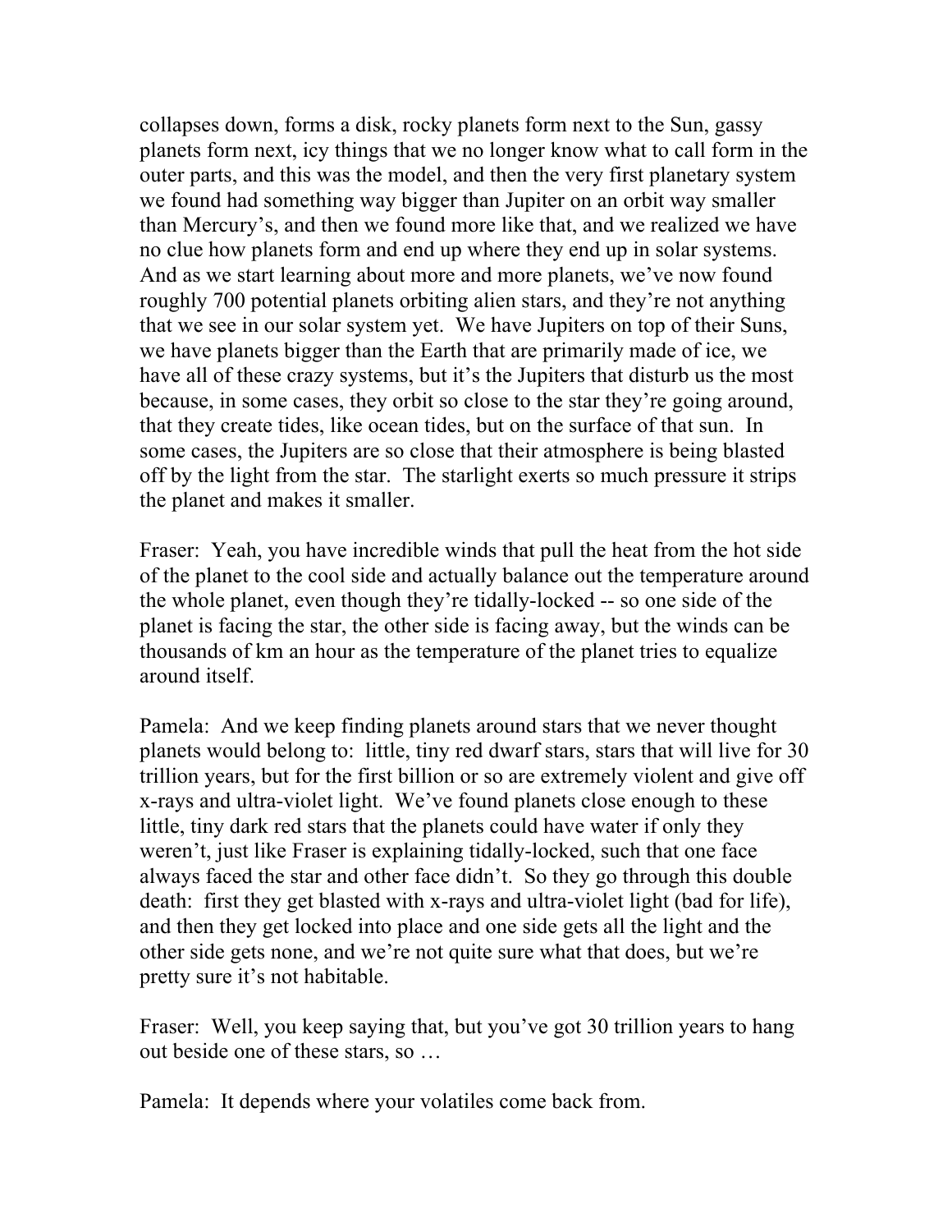collapses down, forms a disk, rocky planets form next to the Sun, gassy planets form next, icy things that we no longer know what to call form in the outer parts, and this was the model, and then the very first planetary system we found had something way bigger than Jupiter on an orbit way smaller than Mercury's, and then we found more like that, and we realized we have no clue how planets form and end up where they end up in solar systems. And as we start learning about more and more planets, we've now found roughly 700 potential planets orbiting alien stars, and they're not anything that we see in our solar system yet. We have Jupiters on top of their Suns, we have planets bigger than the Earth that are primarily made of ice, we have all of these crazy systems, but it's the Jupiters that disturb us the most because, in some cases, they orbit so close to the star they're going around, that they create tides, like ocean tides, but on the surface of that sun. In some cases, the Jupiters are so close that their atmosphere is being blasted off by the light from the star. The starlight exerts so much pressure it strips the planet and makes it smaller.

Fraser: Yeah, you have incredible winds that pull the heat from the hot side of the planet to the cool side and actually balance out the temperature around the whole planet, even though they're tidally-locked -- so one side of the planet is facing the star, the other side is facing away, but the winds can be thousands of km an hour as the temperature of the planet tries to equalize around itself.

Pamela: And we keep finding planets around stars that we never thought planets would belong to: little, tiny red dwarf stars, stars that will live for 30 trillion years, but for the first billion or so are extremely violent and give off x-rays and ultra-violet light. We've found planets close enough to these little, tiny dark red stars that the planets could have water if only they weren't, just like Fraser is explaining tidally-locked, such that one face always faced the star and other face didn't. So they go through this double death: first they get blasted with x-rays and ultra-violet light (bad for life), and then they get locked into place and one side gets all the light and the other side gets none, and we're not quite sure what that does, but we're pretty sure it's not habitable.

Fraser: Well, you keep saying that, but you've got 30 trillion years to hang out beside one of these stars, so …

Pamela: It depends where your volatiles come back from.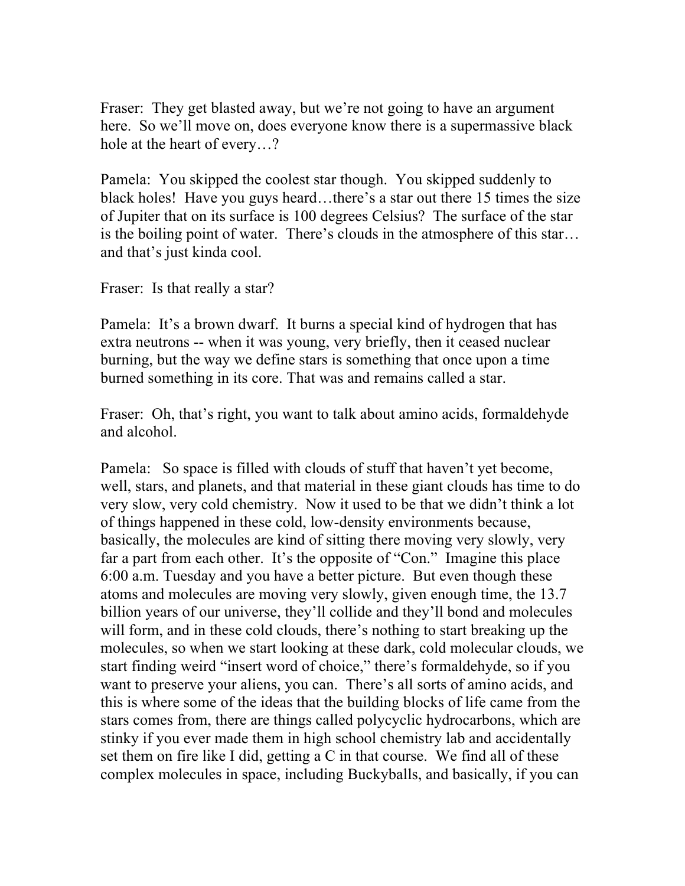Fraser: They get blasted away, but we're not going to have an argument here. So we'll move on, does everyone know there is a supermassive black hole at the heart of every…?

Pamela: You skipped the coolest star though. You skipped suddenly to black holes! Have you guys heard…there's a star out there 15 times the size of Jupiter that on its surface is 100 degrees Celsius? The surface of the star is the boiling point of water. There's clouds in the atmosphere of this star… and that's just kinda cool.

Fraser: Is that really a star?

Pamela: It's a brown dwarf. It burns a special kind of hydrogen that has extra neutrons -- when it was young, very briefly, then it ceased nuclear burning, but the way we define stars is something that once upon a time burned something in its core. That was and remains called a star.

Fraser: Oh, that's right, you want to talk about amino acids, formaldehyde and alcohol.

Pamela: So space is filled with clouds of stuff that haven't yet become, well, stars, and planets, and that material in these giant clouds has time to do very slow, very cold chemistry. Now it used to be that we didn't think a lot of things happened in these cold, low-density environments because, basically, the molecules are kind of sitting there moving very slowly, very far a part from each other. It's the opposite of "Con." Imagine this place 6:00 a.m. Tuesday and you have a better picture. But even though these atoms and molecules are moving very slowly, given enough time, the 13.7 billion years of our universe, they'll collide and they'll bond and molecules will form, and in these cold clouds, there's nothing to start breaking up the molecules, so when we start looking at these dark, cold molecular clouds, we start finding weird "insert word of choice," there's formaldehyde, so if you want to preserve your aliens, you can. There's all sorts of amino acids, and this is where some of the ideas that the building blocks of life came from the stars comes from, there are things called polycyclic hydrocarbons, which are stinky if you ever made them in high school chemistry lab and accidentally set them on fire like I did, getting a C in that course. We find all of these complex molecules in space, including Buckyballs, and basically, if you can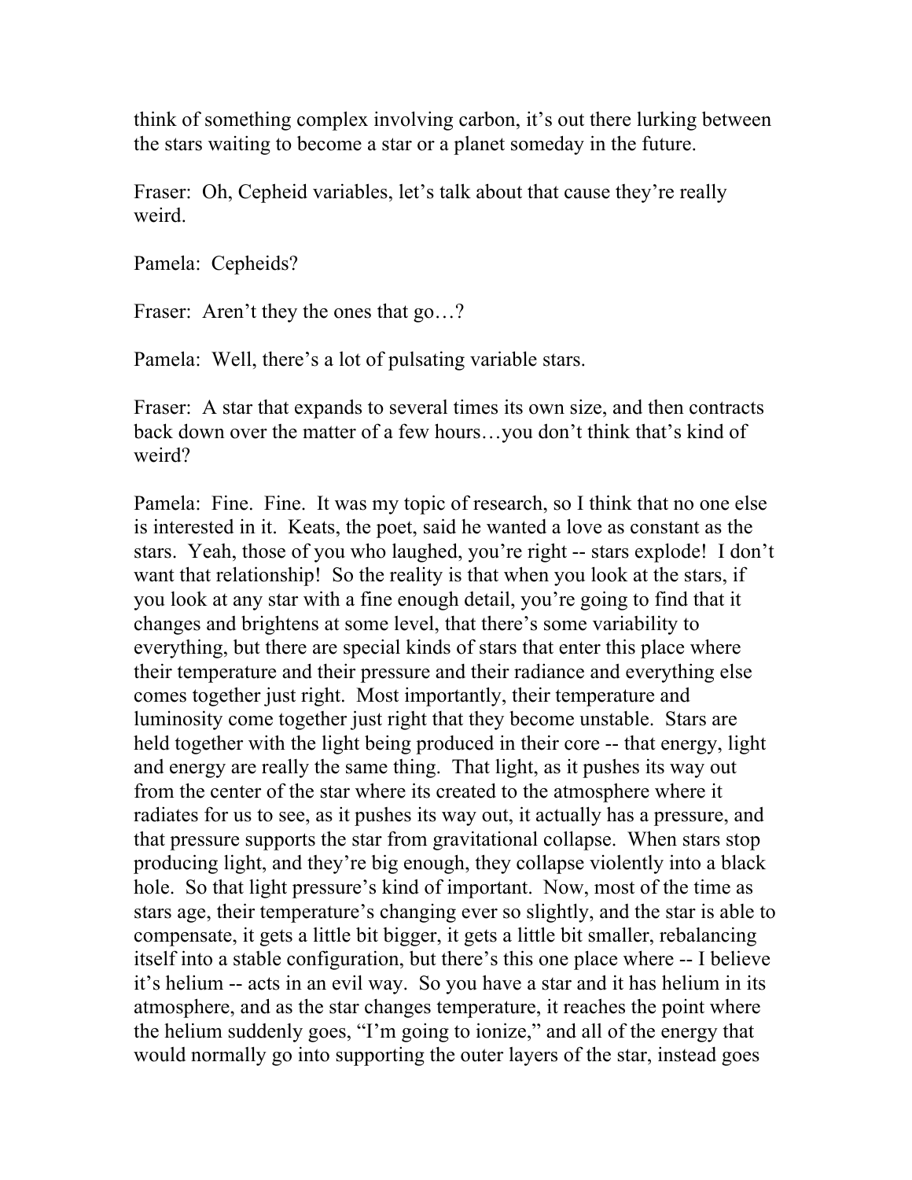think of something complex involving carbon, it's out there lurking between the stars waiting to become a star or a planet someday in the future.

Fraser: Oh, Cepheid variables, let's talk about that cause they're really weird.

Pamela: Cepheids?

Fraser: Aren't they the ones that go…?

Pamela: Well, there's a lot of pulsating variable stars.

Fraser: A star that expands to several times its own size, and then contracts back down over the matter of a few hours…you don't think that's kind of weird?

Pamela: Fine. Fine. It was my topic of research, so I think that no one else is interested in it. Keats, the poet, said he wanted a love as constant as the stars. Yeah, those of you who laughed, you're right -- stars explode! I don't want that relationship! So the reality is that when you look at the stars, if you look at any star with a fine enough detail, you're going to find that it changes and brightens at some level, that there's some variability to everything, but there are special kinds of stars that enter this place where their temperature and their pressure and their radiance and everything else comes together just right. Most importantly, their temperature and luminosity come together just right that they become unstable. Stars are held together with the light being produced in their core -- that energy, light and energy are really the same thing. That light, as it pushes its way out from the center of the star where its created to the atmosphere where it radiates for us to see, as it pushes its way out, it actually has a pressure, and that pressure supports the star from gravitational collapse. When stars stop producing light, and they're big enough, they collapse violently into a black hole. So that light pressure's kind of important. Now, most of the time as stars age, their temperature's changing ever so slightly, and the star is able to compensate, it gets a little bit bigger, it gets a little bit smaller, rebalancing itself into a stable configuration, but there's this one place where -- I believe it's helium -- acts in an evil way. So you have a star and it has helium in its atmosphere, and as the star changes temperature, it reaches the point where the helium suddenly goes, "I'm going to ionize," and all of the energy that would normally go into supporting the outer layers of the star, instead goes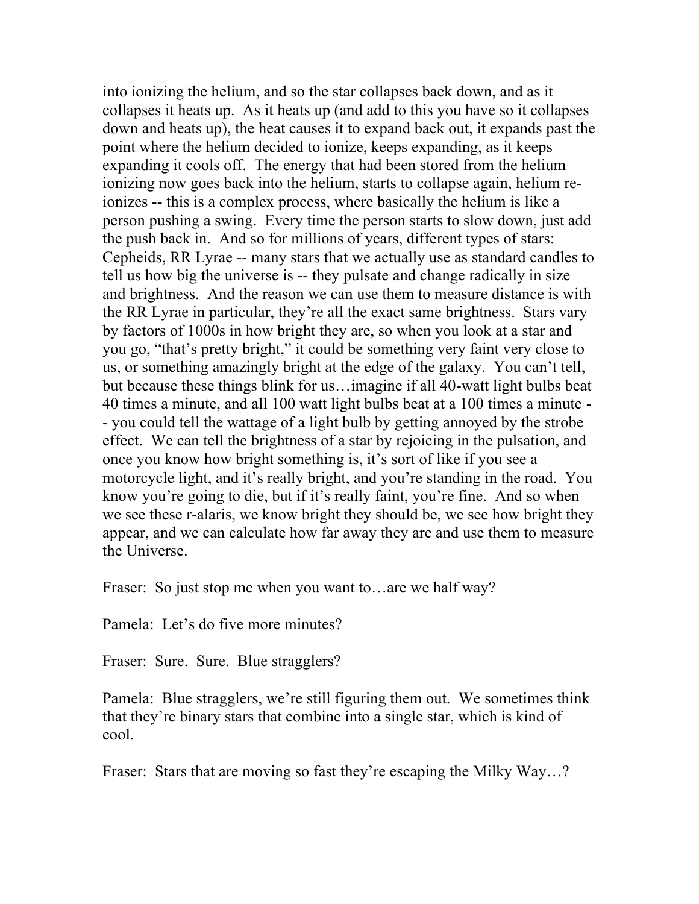into ionizing the helium, and so the star collapses back down, and as it collapses it heats up. As it heats up (and add to this you have so it collapses down and heats up), the heat causes it to expand back out, it expands past the point where the helium decided to ionize, keeps expanding, as it keeps expanding it cools off. The energy that had been stored from the helium ionizing now goes back into the helium, starts to collapse again, helium re-ionizes -- this is a complex process, where basically the helium is like a person pushing a swing. Every time the person starts to slow down, just add the push back in. And so for millions of years, different types of stars: Cepheids, RR Lyrae -- many stars that we actually use as standard candles to tell us how big the universe is -- they pulsate and change radically in size and brightness. And the reason we can use them to measure distance is with the RR Lyrae in particular, they're all the exact same brightness. Stars vary by factors of 1000s in how bright they are, so when you look at a star and you go, "that's pretty bright," it could be something very faint very close to us, or something amazingly bright at the edge of the galaxy. You can't tell, but because these things blink for us…imagine if all 40-watt light bulbs beat 40 times a minute, and all 100 watt light bulbs beat at a 100 times a minute -- you could tell the wattage of a light bulb by getting annoyed by the strobe effect. We can tell the brightness of a star by rejoicing in the pulsation, and once you know how bright something is, it's sort of like if you see a motorcycle light, and it's really bright, and you're standing in the road. You know you're going to die, but if it's really faint, you're fine. And so when we see these r-alaris, we know bright they should be, we see how bright they appear, and we can calculate how far away they are and use them to measure the Universe.

Fraser: So just stop me when you want to…are we half way?

Pamela: Let's do five more minutes?

Fraser: Sure. Sure. Blue stragglers?

Pamela: Blue stragglers, we're still figuring them out. We sometimes think that they're binary stars that combine into a single star, which is kind of cool.

Fraser: Stars that are moving so fast they're escaping the Milky Way…?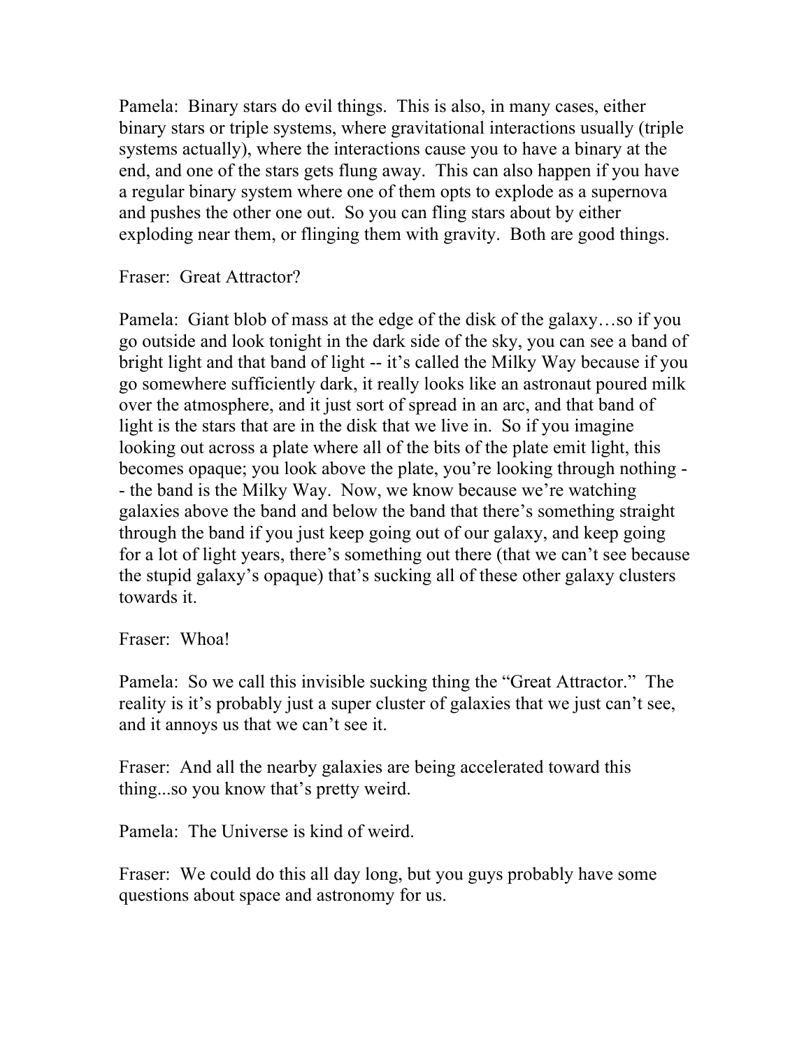Pamela: Binary stars do evil things. This is also, in many cases, either binary stars or triple systems, where gravitational interactions usually (triple systems actually), where the interactions cause you to have a binary at the end, and one of the stars gets flung away. This can also happen if you have a regular binary system where one of them opts to explode as a supernova and pushes the other one out. So you can fling stars about by either exploding near them, or flinging them with gravity. Both are good things.

Fraser: Great Attractor?

Pamela: Giant blob of mass at the edge of the disk of the galaxy…so if you go outside and look tonight in the dark side of the sky, you can see a band of bright light and that band of light -- it's called the Milky Way because if you go somewhere sufficiently dark, it really looks like an astronaut poured milk over the atmosphere, and it just sort of spread in an arc, and that band of light is the stars that are in the disk that we live in. So if you imagine looking out across a plate where all of the bits of the plate emit light, this becomes opaque; you look above the plate, you're looking through nothing -- the band is the Milky Way. Now, we know because we're watching galaxies above the band and below the band that there's something straight through the band if you just keep going out of our galaxy, and keep going for a lot of light years, there's something out there (that we can't see because the stupid galaxy's opaque) that's sucking all of these other galaxy clusters towards it.

Fraser: Whoa!

Pamela: So we call this invisible sucking thing the "Great Attractor." The reality is it's probably just a super cluster of galaxies that we just can't see, and it annoys us that we can't see it.

Fraser: And all the nearby galaxies are being accelerated toward this thing...so you know that's pretty weird.

Pamela: The Universe is kind of weird.

Fraser: We could do this all day long, but you guys probably have some questions about space and astronomy for us.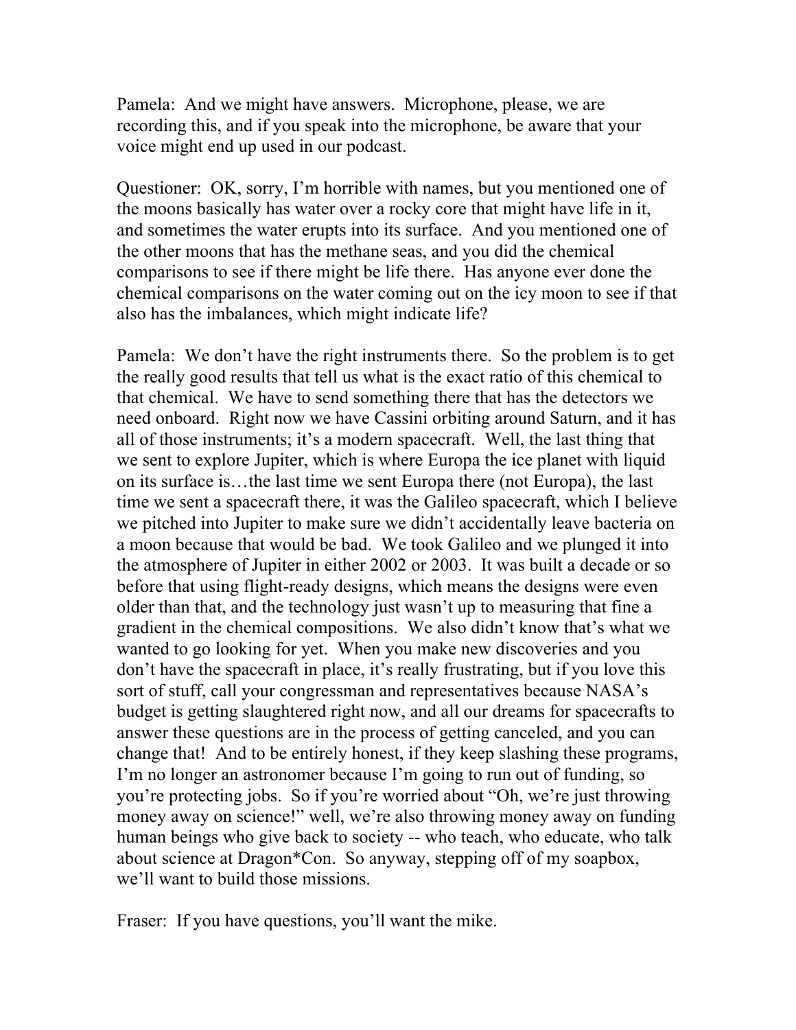Pamela: And we might have answers. Microphone, please, we are recording this, and if you speak into the microphone, be aware that your voice might end up used in our podcast.

Questioner: OK, sorry, I'm horrible with names, but you mentioned one of the moons basically has water over a rocky core that might have life in it, and sometimes the water erupts into its surface. And you mentioned one of the other moons that has the methane seas, and you did the chemical comparisons to see if there might be life there. Has anyone ever done the chemical comparisons on the water coming out on the icy moon to see if that also has the imbalances, which might indicate life?

Pamela: We don't have the right instruments there. So the problem is to get the really good results that tell us what is the exact ratio of this chemical to that chemical. We have to send something there that has the detectors we need onboard. Right now we have Cassini orbiting around Saturn, and it has all of those instruments; it's a modern spacecraft. Well, the last thing that we sent to explore Jupiter, which is where Europa the ice planet with liquid on its surface is…the last time we sent Europa there (not Europa), the last time we sent a spacecraft there, it was the Galileo spacecraft, which I believe we pitched into Jupiter to make sure we didn't accidentally leave bacteria on a moon because that would be bad. We took Galileo and we plunged it into the atmosphere of Jupiter in either 2002 or 2003. It was built a decade or so before that using flight-ready designs, which means the designs were even older than that, and the technology just wasn't up to measuring that fine a gradient in the chemical compositions. We also didn't know that's what we wanted to go looking for yet. When you make new discoveries and you don't have the spacecraft in place, it's really frustrating, but if you love this sort of stuff, call your congressman and representatives because NASA's budget is getting slaughtered right now, and all our dreams for spacecrafts to answer these questions are in the process of getting canceled, and you can change that! And to be entirely honest, if they keep slashing these programs, I'm no longer an astronomer because I'm going to run out of funding, so you're protecting jobs. So if you're worried about "Oh, we're just throwing money away on science!" well, we're also throwing money away on funding human beings who give back to society -- who teach, who educate, who talk about science at Dragon*Con. So anyway, stepping off of my soapbox, we'll want to build those missions.

Fraser: If you have questions, you'll want the mike.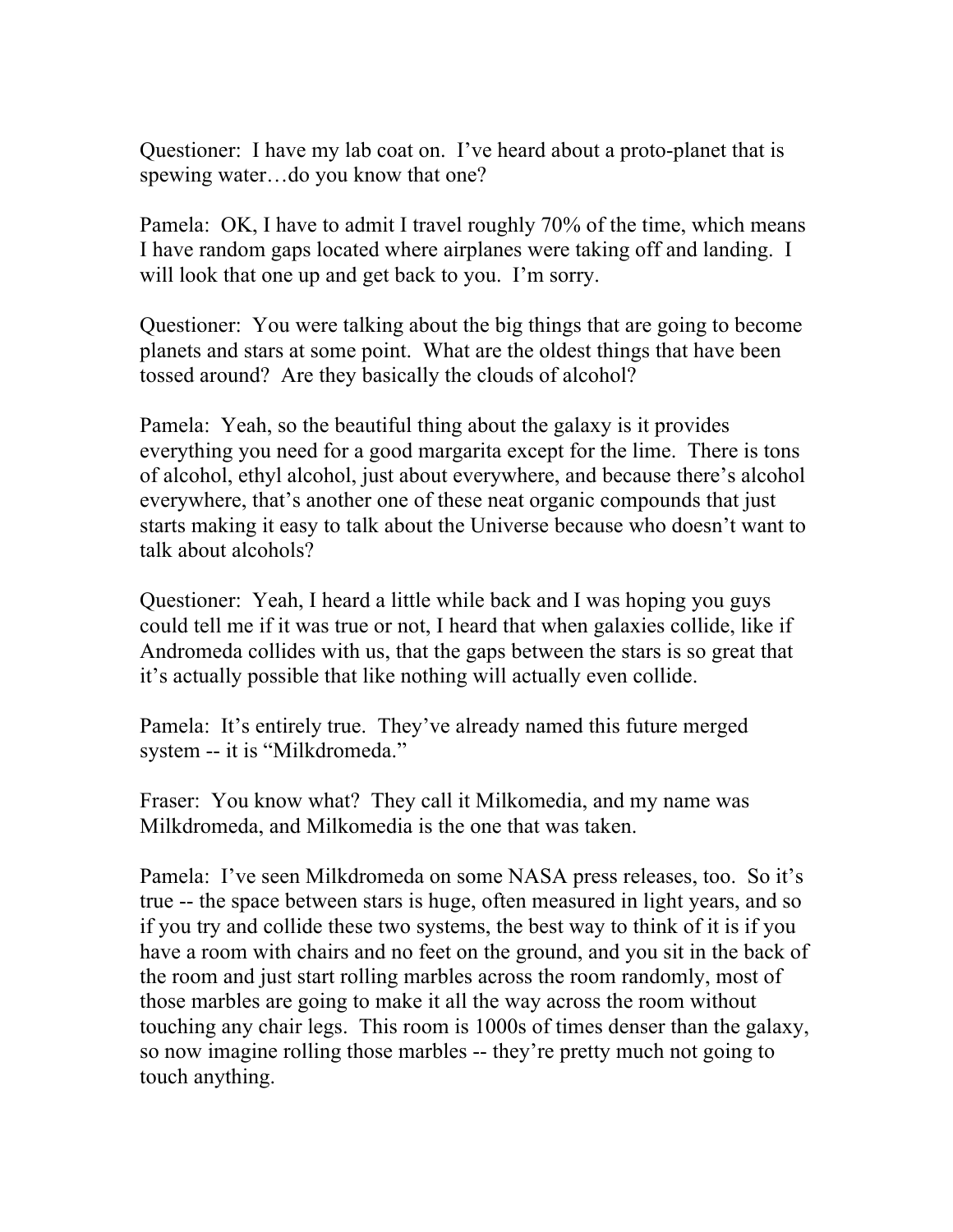Questioner: I have my lab coat on. I've heard about a proto-planet that is spewing water…do you know that one?

Pamela: OK, I have to admit I travel roughly 70% of the time, which means I have random gaps located where airplanes were taking off and landing. I will look that one up and get back to you. I'm sorry.

Questioner: You were talking about the big things that are going to become planets and stars at some point. What are the oldest things that have been tossed around? Are they basically the clouds of alcohol?

Pamela: Yeah, so the beautiful thing about the galaxy is it provides everything you need for a good margarita except for the lime. There is tons of alcohol, ethyl alcohol, just about everywhere, and because there's alcohol everywhere, that's another one of these neat organic compounds that just starts making it easy to talk about the Universe because who doesn't want to talk about alcohols?

Questioner: Yeah, I heard a little while back and I was hoping you guys could tell me if it was true or not, I heard that when galaxies collide, like if Andromeda collides with us, that the gaps between the stars is so great that it's actually possible that like nothing will actually even collide.

Pamela: It's entirely true. They've already named this future merged system -- it is "Milkdromeda."

Fraser: You know what? They call it Milkomedia, and my name was Milkdromeda, and Milkomedia is the one that was taken.

Pamela: I've seen Milkdromeda on some NASA press releases, too. So it's true -- the space between stars is huge, often measured in light years, and so if you try and collide these two systems, the best way to think of it is if you have a room with chairs and no feet on the ground, and you sit in the back of the room and just start rolling marbles across the room randomly, most of those marbles are going to make it all the way across the room without touching any chair legs. This room is 1000s of times denser than the galaxy, so now imagine rolling those marbles -- they're pretty much not going to touch anything.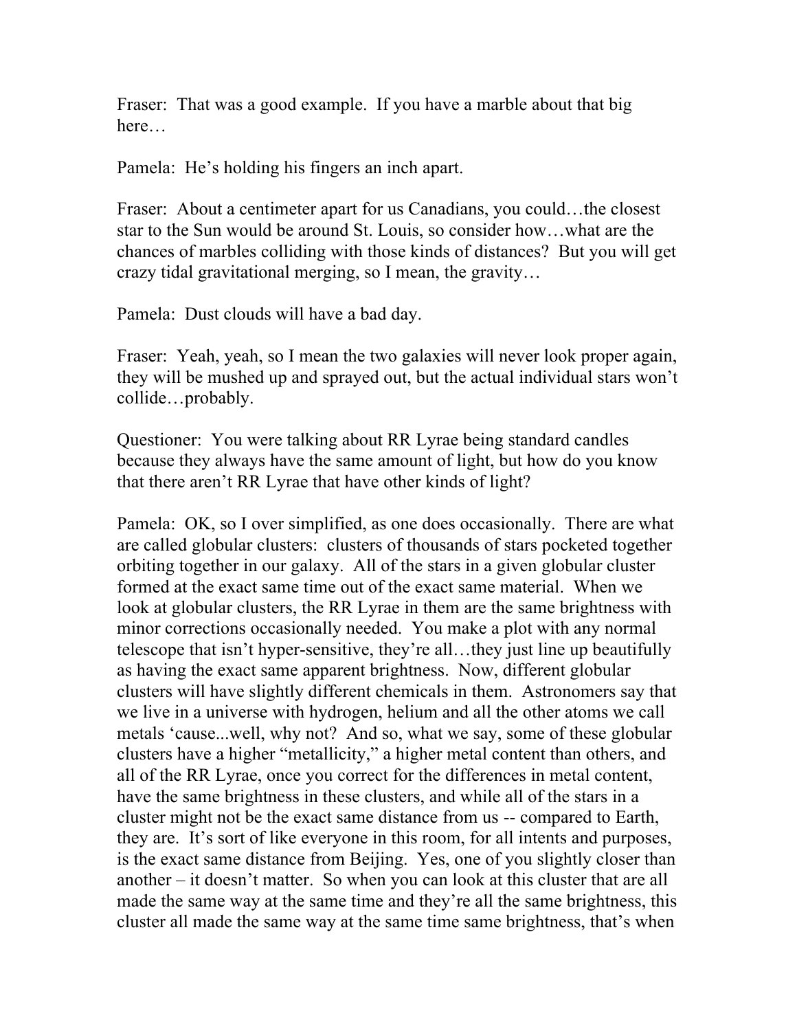Fraser: That was a good example. If you have a marble about that big here…

Pamela: He's holding his fingers an inch apart.

Fraser: About a centimeter apart for us Canadians, you could…the closest star to the Sun would be around St. Louis, so consider how…what are the chances of marbles colliding with those kinds of distances? But you will get crazy tidal gravitational merging, so I mean, the gravity…

Pamela: Dust clouds will have a bad day.

Fraser: Yeah, yeah, so I mean the two galaxies will never look proper again, they will be mushed up and sprayed out, but the actual individual stars won't collide…probably.

Questioner: You were talking about RR Lyrae being standard candles because they always have the same amount of light, but how do you know that there aren't RR Lyrae that have other kinds of light?

Pamela: OK, so I over simplified, as one does occasionally. There are what are called globular clusters: clusters of thousands of stars pocketed together orbiting together in our galaxy. All of the stars in a given globular cluster formed at the exact same time out of the exact same material. When we look at globular clusters, the RR Lyrae in them are the same brightness with minor corrections occasionally needed. You make a plot with any normal telescope that isn't hyper-sensitive, they're all…they just line up beautifully as having the exact same apparent brightness. Now, different globular clusters will have slightly different chemicals in them. Astronomers say that we live in a universe with hydrogen, helium and all the other atoms we call metals 'cause...well, why not? And so, what we say, some of these globular clusters have a higher "metallicity," a higher metal content than others, and all of the RR Lyrae, once you correct for the differences in metal content, have the same brightness in these clusters, and while all of the stars in a cluster might not be the exact same distance from us -- compared to Earth, they are. It's sort of like everyone in this room, for all intents and purposes, is the exact same distance from Beijing. Yes, one of you slightly closer than another – it doesn't matter. So when you can look at this cluster that are all made the same way at the same time and they're all the same brightness, this cluster all made the same way at the same time same brightness, that's when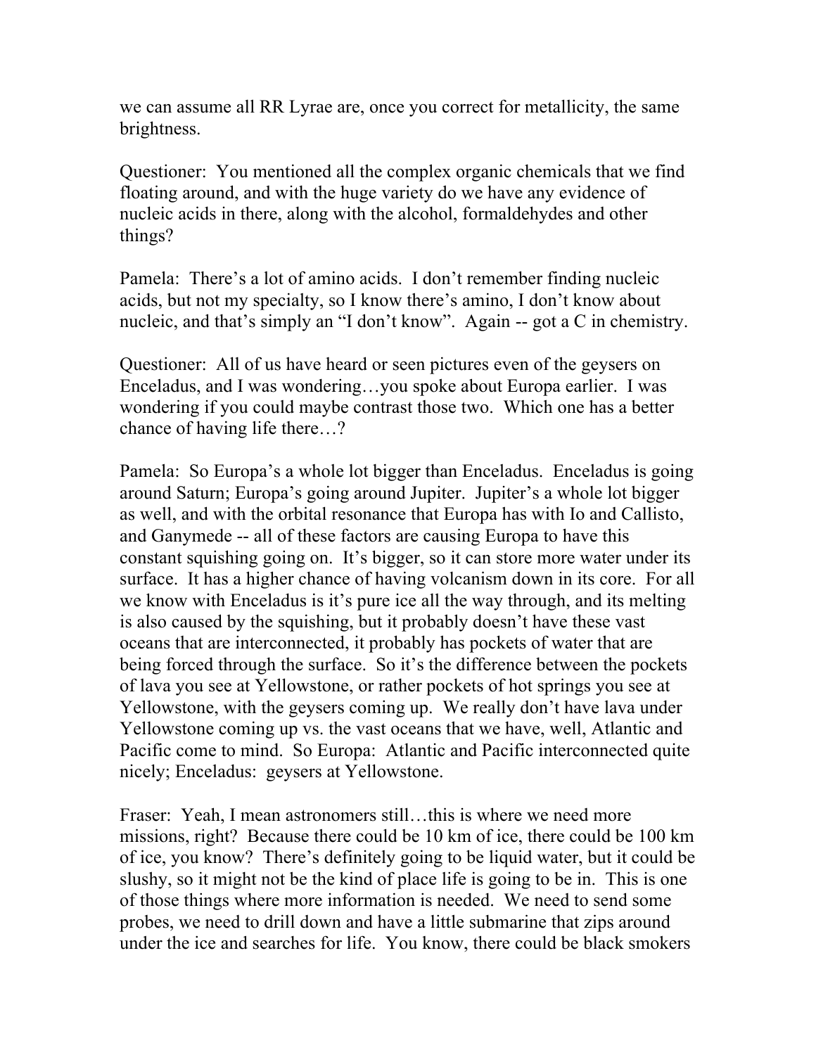we can assume all RR Lyrae are, once you correct for metallicity, the same brightness.

Questioner: You mentioned all the complex organic chemicals that we find floating around, and with the huge variety do we have any evidence of nucleic acids in there, along with the alcohol, formaldehydes and other things?

Pamela: There's a lot of amino acids. I don't remember finding nucleic acids, but not my specialty, so I know there's amino, I don't know about nucleic, and that's simply an "I don't know". Again -- got a C in chemistry.

Questioner: All of us have heard or seen pictures even of the geysers on Enceladus, and I was wondering…you spoke about Europa earlier. I was wondering if you could maybe contrast those two. Which one has a better chance of having life there…?

Pamela: So Europa's a whole lot bigger than Enceladus. Enceladus is going around Saturn; Europa's going around Jupiter. Jupiter's a whole lot bigger as well, and with the orbital resonance that Europa has with Io and Callisto, and Ganymede -- all of these factors are causing Europa to have this constant squishing going on. It's bigger, so it can store more water under its surface. It has a higher chance of having volcanism down in its core. For all we know with Enceladus is it's pure ice all the way through, and its melting is also caused by the squishing, but it probably doesn't have these vast oceans that are interconnected, it probably has pockets of water that are being forced through the surface. So it's the difference between the pockets of lava you see at Yellowstone, or rather pockets of hot springs you see at Yellowstone, with the geysers coming up. We really don't have lava under Yellowstone coming up vs. the vast oceans that we have, well, Atlantic and Pacific come to mind. So Europa: Atlantic and Pacific interconnected quite nicely; Enceladus: geysers at Yellowstone.

Fraser: Yeah, I mean astronomers still…this is where we need more missions, right? Because there could be 10 km of ice, there could be 100 km of ice, you know? There's definitely going to be liquid water, but it could be slushy, so it might not be the kind of place life is going to be in. This is one of those things where more information is needed. We need to send some probes, we need to drill down and have a little submarine that zips around under the ice and searches for life. You know, there could be black smokers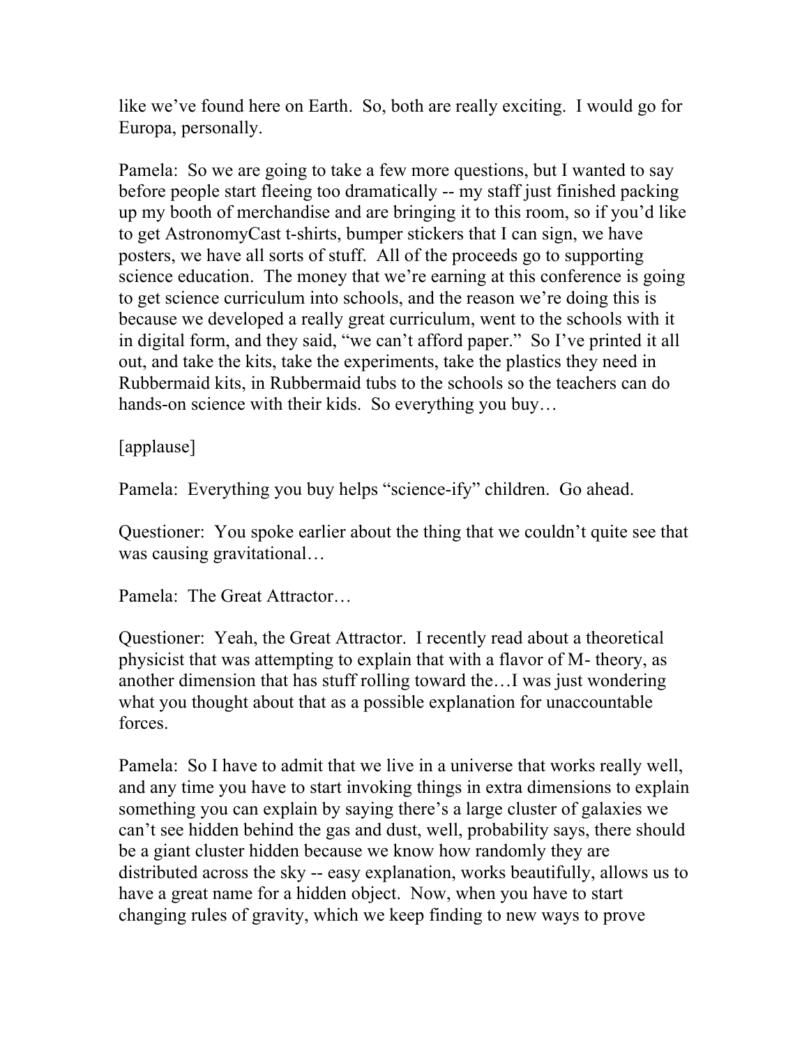like we've found here on Earth. So, both are really exciting. I would go for Europa, personally.

Pamela: So we are going to take a few more questions, but I wanted to say before people start fleeing too dramatically -- my staff just finished packing up my booth of merchandise and are bringing it to this room, so if you'd like to get AstronomyCast t-shirts, bumper stickers that I can sign, we have posters, we have all sorts of stuff. All of the proceeds go to supporting science education. The money that we're earning at this conference is going to get science curriculum into schools, and the reason we're doing this is because we developed a really great curriculum, went to the schools with it in digital form, and they said, "we can't afford paper." So I've printed it all out, and take the kits, take the experiments, take the plastics they need in Rubbermaid kits, in Rubbermaid tubs to the schools so the teachers can do hands-on science with their kids. So everything you buy…

[applause]

Pamela: Everything you buy helps "science-ify" children. Go ahead.

Questioner: You spoke earlier about the thing that we couldn't quite see that was causing gravitational…

Pamela: The Great Attractor…

Questioner: Yeah, the Great Attractor. I recently read about a theoretical physicist that was attempting to explain that with a flavor of M- theory, as another dimension that has stuff rolling toward the…I was just wondering what you thought about that as a possible explanation for unaccountable forces.

Pamela: So I have to admit that we live in a universe that works really well, and any time you have to start invoking things in extra dimensions to explain something you can explain by saying there's a large cluster of galaxies we can't see hidden behind the gas and dust, well, probability says, there should be a giant cluster hidden because we know how randomly they are distributed across the sky -- easy explanation, works beautifully, allows us to have a great name for a hidden object. Now, when you have to start changing rules of gravity, which we keep finding to new ways to prove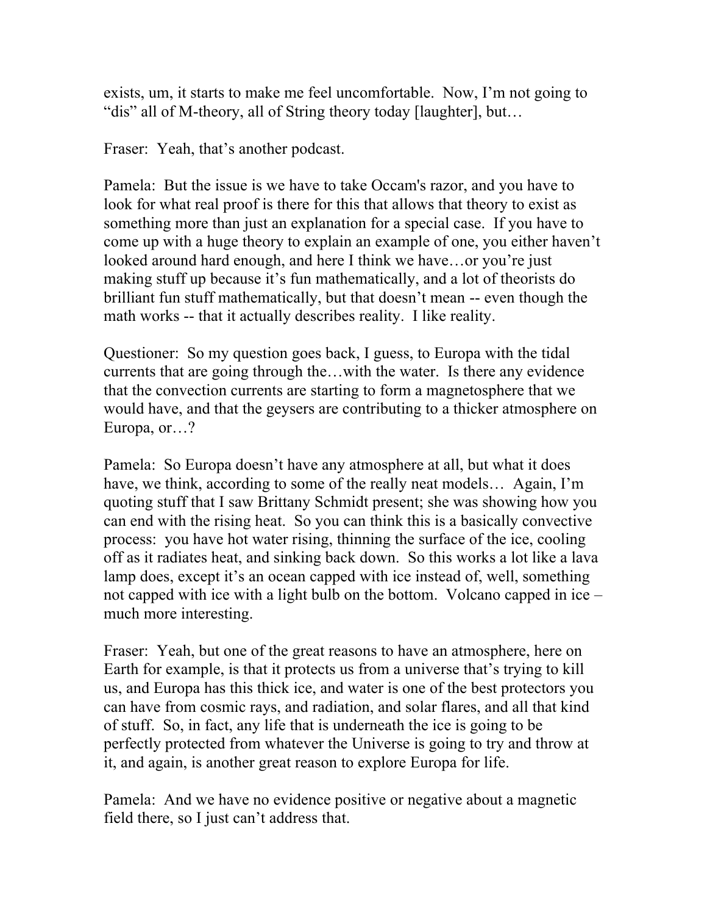exists, um, it starts to make me feel uncomfortable. Now, I'm not going to "dis" all of M-theory, all of String theory today [laughter], but…

Fraser: Yeah, that's another podcast.

Pamela: But the issue is we have to take Occam's razor, and you have to look for what real proof is there for this that allows that theory to exist as something more than just an explanation for a special case. If you have to come up with a huge theory to explain an example of one, you either haven't looked around hard enough, and here I think we have…or you're just making stuff up because it's fun mathematically, and a lot of theorists do brilliant fun stuff mathematically, but that doesn't mean -- even though the math works -- that it actually describes reality. I like reality.

Questioner: So my question goes back, I guess, to Europa with the tidal currents that are going through the…with the water. Is there any evidence that the convection currents are starting to form a magnetosphere that we would have, and that the geysers are contributing to a thicker atmosphere on Europa, or…?

Pamela: So Europa doesn't have any atmosphere at all, but what it does have, we think, according to some of the really neat models… Again, I'm quoting stuff that I saw Brittany Schmidt present; she was showing how you can end with the rising heat. So you can think this is a basically convective process: you have hot water rising, thinning the surface of the ice, cooling off as it radiates heat, and sinking back down. So this works a lot like a lava lamp does, except it's an ocean capped with ice instead of, well, something not capped with ice with a light bulb on the bottom. Volcano capped in ice – much more interesting.

Fraser: Yeah, but one of the great reasons to have an atmosphere, here on Earth for example, is that it protects us from a universe that's trying to kill us, and Europa has this thick ice, and water is one of the best protectors you can have from cosmic rays, and radiation, and solar flares, and all that kind of stuff. So, in fact, any life that is underneath the ice is going to be perfectly protected from whatever the Universe is going to try and throw at it, and again, is another great reason to explore Europa for life.

Pamela: And we have no evidence positive or negative about a magnetic field there, so I just can't address that.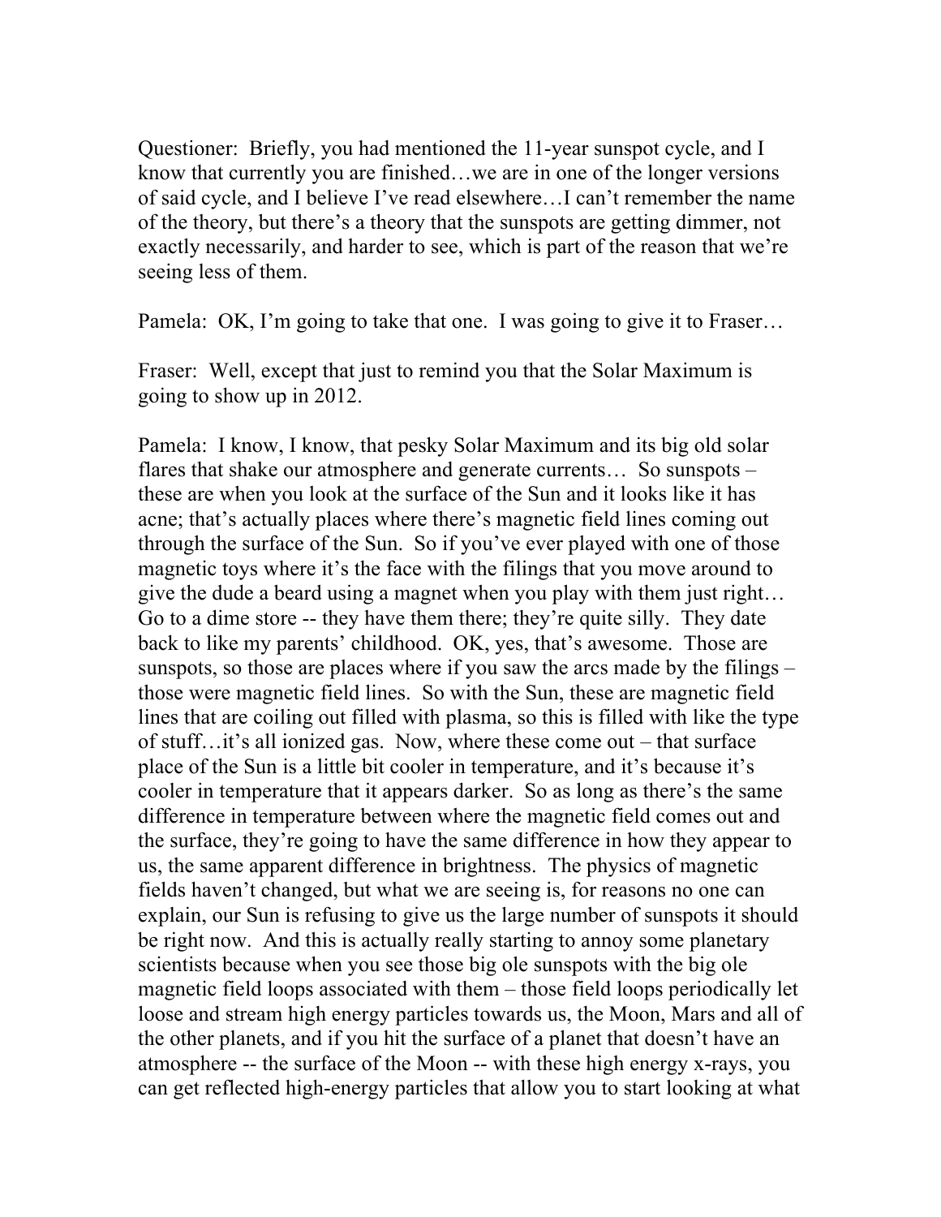Questioner: Briefly, you had mentioned the 11-year sunspot cycle, and I know that currently you are finished…we are in one of the longer versions of said cycle, and I believe I've read elsewhere…I can't remember the name of the theory, but there's a theory that the sunspots are getting dimmer, not exactly necessarily, and harder to see, which is part of the reason that we're seeing less of them.

Pamela: OK, I'm going to take that one. I was going to give it to Fraser…

Fraser: Well, except that just to remind you that the Solar Maximum is going to show up in 2012.

Pamela: I know, I know, that pesky Solar Maximum and its big old solar flares that shake our atmosphere and generate currents… So sunspots – these are when you look at the surface of the Sun and it looks like it has acne; that's actually places where there's magnetic field lines coming out through the surface of the Sun. So if you've ever played with one of those magnetic toys where it's the face with the filings that you move around to give the dude a beard using a magnet when you play with them just right… Go to a dime store -- they have them there; they're quite silly. They date back to like my parents' childhood. OK, yes, that's awesome. Those are sunspots, so those are places where if you saw the arcs made by the filings – those were magnetic field lines. So with the Sun, these are magnetic field lines that are coiling out filled with plasma, so this is filled with like the type of stuff…it's all ionized gas. Now, where these come out – that surface place of the Sun is a little bit cooler in temperature, and it's because it's cooler in temperature that it appears darker. So as long as there's the same difference in temperature between where the magnetic field comes out and the surface, they're going to have the same difference in how they appear to us, the same apparent difference in brightness. The physics of magnetic fields haven't changed, but what we are seeing is, for reasons no one can explain, our Sun is refusing to give us the large number of sunspots it should be right now. And this is actually really starting to annoy some planetary scientists because when you see those big ole sunspots with the big ole magnetic field loops associated with them – those field loops periodically let loose and stream high energy particles towards us, the Moon, Mars and all of the other planets, and if you hit the surface of a planet that doesn't have an atmosphere -- the surface of the Moon -- with these high energy x-rays, you can get reflected high-energy particles that allow you to start looking at what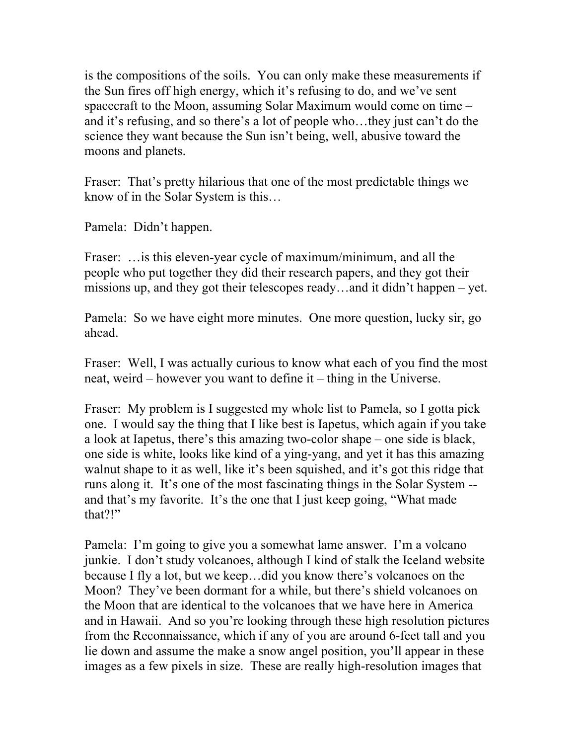is the compositions of the soils. You can only make these measurements if the Sun fires off high energy, which it's refusing to do, and we've sent spacecraft to the Moon, assuming Solar Maximum would come on time – and it's refusing, and so there's a lot of people who…they just can't do the science they want because the Sun isn't being, well, abusive toward the moons and planets.

Fraser: That's pretty hilarious that one of the most predictable things we know of in the Solar System is this…

Pamela: Didn't happen.

Fraser: …is this eleven-year cycle of maximum/minimum, and all the people who put together they did their research papers, and they got their missions up, and they got their telescopes ready…and it didn't happen – yet.

Pamela: So we have eight more minutes. One more question, lucky sir, go ahead.

Fraser: Well, I was actually curious to know what each of you find the most neat, weird – however you want to define it – thing in the Universe.

Fraser: My problem is I suggested my whole list to Pamela, so I gotta pick one. I would say the thing that I like best is Iapetus, which again if you take a look at Iapetus, there's this amazing two-color shape – one side is black, one side is white, looks like kind of a ying-yang, and yet it has this amazing walnut shape to it as well, like it's been squished, and it's got this ridge that runs along it. It's one of the most fascinating things in the Solar System -- and that's my favorite. It's the one that I just keep going, "What made that?!"

Pamela: I'm going to give you a somewhat lame answer. I'm a volcano junkie. I don't study volcanoes, although I kind of stalk the Iceland website because I fly a lot, but we keep…did you know there's volcanoes on the Moon? They've been dormant for a while, but there's shield volcanoes on the Moon that are identical to the volcanoes that we have here in America and in Hawaii. And so you're looking through these high resolution pictures from the Reconnaissance, which if any of you are around 6-feet tall and you lie down and assume the make a snow angel position, you'll appear in these images as a few pixels in size. These are really high-resolution images that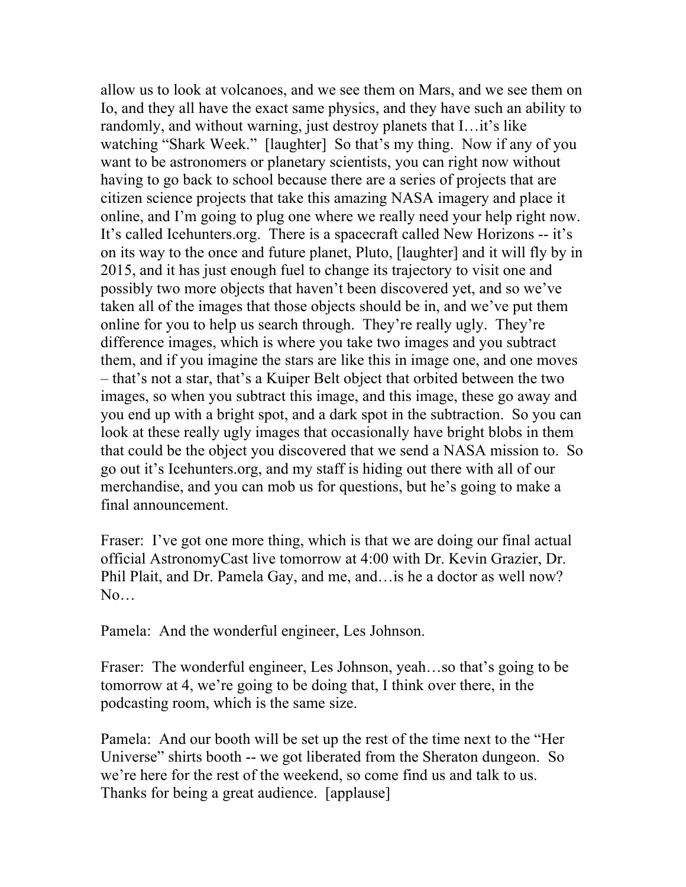allow us to look at volcanoes, and we see them on Mars, and we see them on Io, and they all have the exact same physics, and they have such an ability to randomly, and without warning, just destroy planets that I…it's like watching "Shark Week." [laughter] So that's my thing. Now if any of you want to be astronomers or planetary scientists, you can right now without having to go back to school because there are a series of projects that are citizen science projects that take this amazing NASA imagery and place it online, and I'm going to plug one where we really need your help right now. It's called Icehunters.org. There is a spacecraft called New Horizons -- it's on its way to the once and future planet, Pluto, [laughter] and it will fly by in 2015, and it has just enough fuel to change its trajectory to visit one and possibly two more objects that haven't been discovered yet, and so we've taken all of the images that those objects should be in, and we've put them online for you to help us search through. They're really ugly. They're difference images, which is where you take two images and you subtract them, and if you imagine the stars are like this in image one, and one moves – that's not a star, that's a Kuiper Belt object that orbited between the two images, so when you subtract this image, and this image, these go away and you end up with a bright spot, and a dark spot in the subtraction. So you can look at these really ugly images that occasionally have bright blobs in them that could be the object you discovered that we send a NASA mission to. So go out it's Icehunters.org, and my staff is hiding out there with all of our merchandise, and you can mob us for questions, but he's going to make a final announcement.

Fraser: I've got one more thing, which is that we are doing our final actual official AstronomyCast live tomorrow at 4:00 with Dr. Kevin Grazier, Dr. Phil Plait, and Dr. Pamela Gay, and me, and…is he a doctor as well now? No…

Pamela: And the wonderful engineer, Les Johnson.

Fraser: The wonderful engineer, Les Johnson, yeah…so that's going to be tomorrow at 4, we're going to be doing that, I think over there, in the podcasting room, which is the same size.

Pamela: And our booth will be set up the rest of the time next to the "Her Universe" shirts booth -- we got liberated from the Sheraton dungeon. So we're here for the rest of the weekend, so come find us and talk to us. Thanks for being a great audience. [applause]